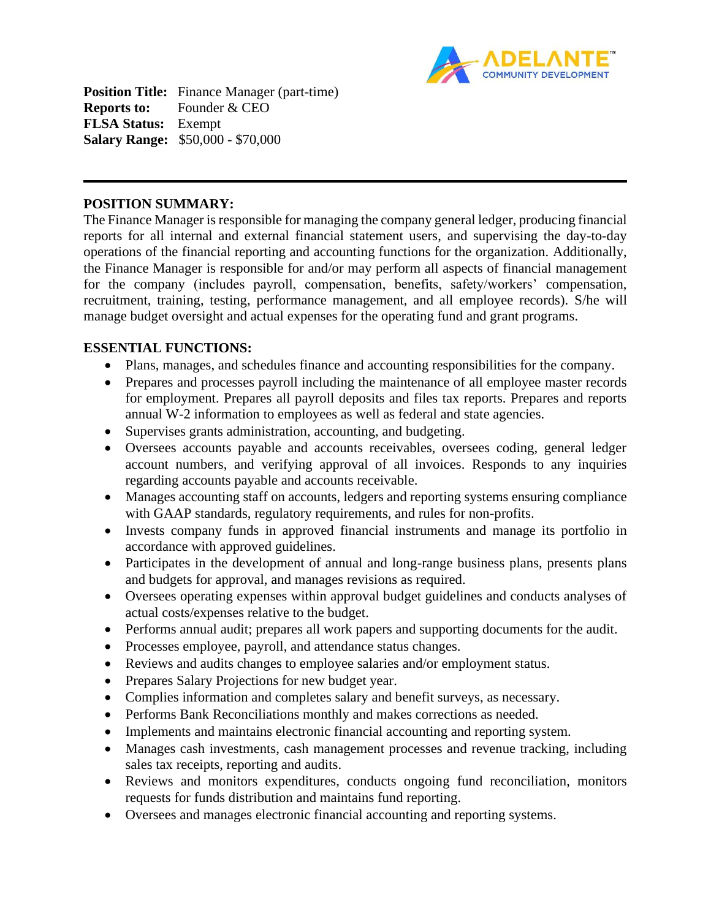**Position Title:** Finance Manager (part-time)
**Reports to:** Founder & CEO
**FLSA Status:** Exempt
**Salary Range:** $50,000 - $70,000

---

## POSITION SUMMARY:

The Finance Manager is responsible for managing the company general ledger, producing financial reports for all internal and external financial statement users, and supervising the day-to-day operations of the financial reporting and accounting functions for the organization. Additionally, the Finance Manager is responsible for and/or may perform all aspects of financial management for the company (includes payroll, compensation, benefits, safety/workers' compensation, recruitment, training, testing, performance management, and all employee records). S/he will manage budget oversight and actual expenses for the operating fund and grant programs.

## ESSENTIAL FUNCTIONS:

- Plans, manages, and schedules finance and accounting responsibilities for the company.
- Prepares and processes payroll including the maintenance of all employee master records for employment. Prepares all payroll deposits and files tax reports. Prepares and reports annual W-2 information to employees as well as federal and state agencies.
- Supervises grants administration, accounting, and budgeting.
- Oversees accounts payable and accounts receivables, oversees coding, general ledger account numbers, and verifying approval of all invoices. Responds to any inquiries regarding accounts payable and accounts receivable.
- Manages accounting staff on accounts, ledgers and reporting systems ensuring compliance with GAAP standards, regulatory requirements, and rules for non-profits.
- Invests company funds in approved financial instruments and manage its portfolio in accordance with approved guidelines.
- Participates in the development of annual and long-range business plans, presents plans and budgets for approval, and manages revisions as required.
- Oversees operating expenses within approval budget guidelines and conducts analyses of actual costs/expenses relative to the budget.
- Performs annual audit; prepares all work papers and supporting documents for the audit.
- Processes employee, payroll, and attendance status changes.
- Reviews and audits changes to employee salaries and/or employment status.
- Prepares Salary Projections for new budget year.
- Complies information and completes salary and benefit surveys, as necessary.
- Performs Bank Reconciliations monthly and makes corrections as needed.
- Implements and maintains electronic financial accounting and reporting system.
- Manages cash investments, cash management processes and revenue tracking, including sales tax receipts, reporting and audits.
- Reviews and monitors expenditures, conducts ongoing fund reconciliation, monitors requests for funds distribution and maintains fund reporting.
- Oversees and manages electronic financial accounting and reporting systems.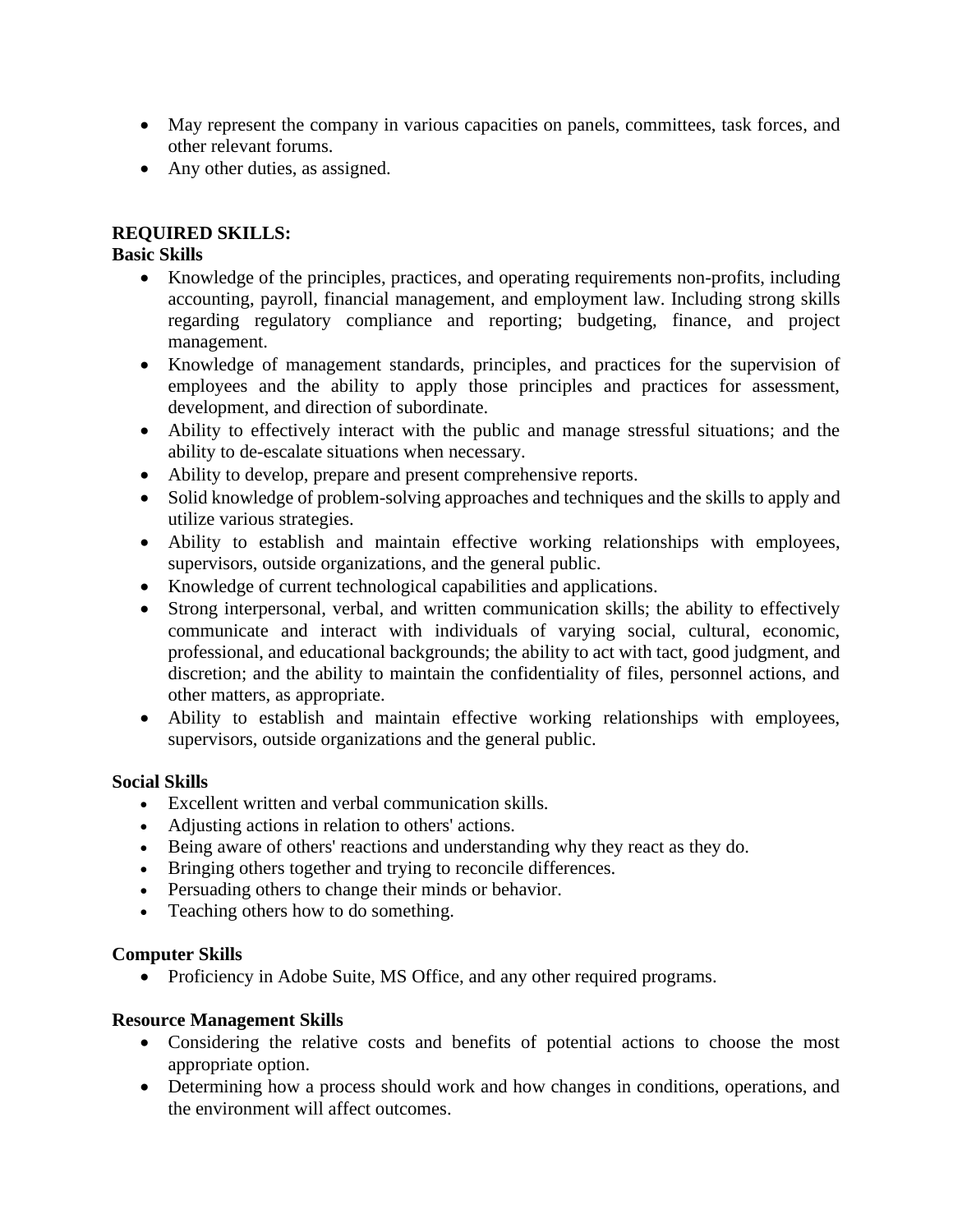- May represent the company in various capacities on panels, committees, task forces, and other relevant forums.
- Any other duties, as assigned.

**REQUIRED SKILLS:**

**Basic Skills**

- Knowledge of the principles, practices, and operating requirements non-profits, including accounting, payroll, financial management, and employment law. Including strong skills regarding regulatory compliance and reporting; budgeting, finance, and project management.
- Knowledge of management standards, principles, and practices for the supervision of employees and the ability to apply those principles and practices for assessment, development, and direction of subordinate.
- Ability to effectively interact with the public and manage stressful situations; and the ability to de-escalate situations when necessary.
- Ability to develop, prepare and present comprehensive reports.
- Solid knowledge of problem-solving approaches and techniques and the skills to apply and utilize various strategies.
- Ability to establish and maintain effective working relationships with employees, supervisors, outside organizations, and the general public.
- Knowledge of current technological capabilities and applications.
- Strong interpersonal, verbal, and written communication skills; the ability to effectively communicate and interact with individuals of varying social, cultural, economic, professional, and educational backgrounds; the ability to act with tact, good judgment, and discretion; and the ability to maintain the confidentiality of files, personnel actions, and other matters, as appropriate.
- Ability to establish and maintain effective working relationships with employees, supervisors, outside organizations and the general public.

**Social Skills**

- Excellent written and verbal communication skills.
- Adjusting actions in relation to others' actions.
- Being aware of others' reactions and understanding why they react as they do.
- Bringing others together and trying to reconcile differences.
- Persuading others to change their minds or behavior.
- Teaching others how to do something.

**Computer Skills**

- Proficiency in Adobe Suite, MS Office, and any other required programs.

**Resource Management Skills**

- Considering the relative costs and benefits of potential actions to choose the most appropriate option.
- Determining how a process should work and how changes in conditions, operations, and the environment will affect outcomes.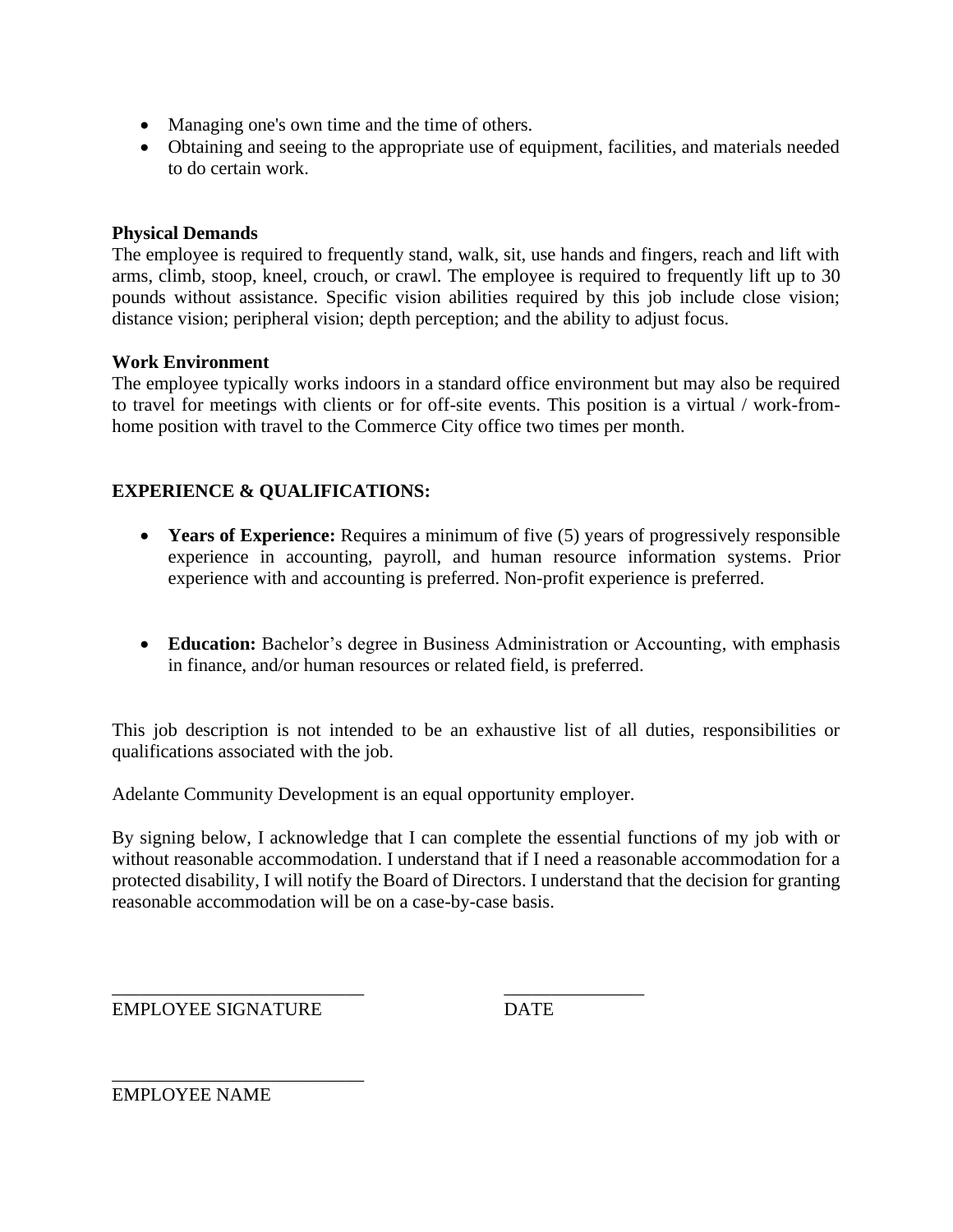- Managing one's own time and the time of others.
- Obtaining and seeing to the appropriate use of equipment, facilities, and materials needed to do certain work.

**Physical Demands**
The employee is required to frequently stand, walk, sit, use hands and fingers, reach and lift with arms, climb, stoop, kneel, crouch, or crawl. The employee is required to frequently lift up to 30 pounds without assistance. Specific vision abilities required by this job include close vision; distance vision; peripheral vision; depth perception; and the ability to adjust focus.

**Work Environment**
The employee typically works indoors in a standard office environment but may also be required to travel for meetings with clients or for off-site events. This position is a virtual / work-from-home position with travel to the Commerce City office two times per month.

**EXPERIENCE & QUALIFICATIONS:**

- **Years of Experience:** Requires a minimum of five (5) years of progressively responsible experience in accounting, payroll, and human resource information systems. Prior experience with and accounting is preferred. Non-profit experience is preferred.

- **Education:** Bachelor's degree in Business Administration or Accounting, with emphasis in finance, and/or human resources or related field, is preferred.

This job description is not intended to be an exhaustive list of all duties, responsibilities or qualifications associated with the job.

Adelante Community Development is an equal opportunity employer.

By signing below, I acknowledge that I can complete the essential functions of my job with or without reasonable accommodation. I understand that if I need a reasonable accommodation for a protected disability, I will notify the Board of Directors. I understand that the decision for granting reasonable accommodation will be on a case-by-case basis.

___________________________ _______________
EMPLOYEE SIGNATURE DATE

___________________________
EMPLOYEE NAME